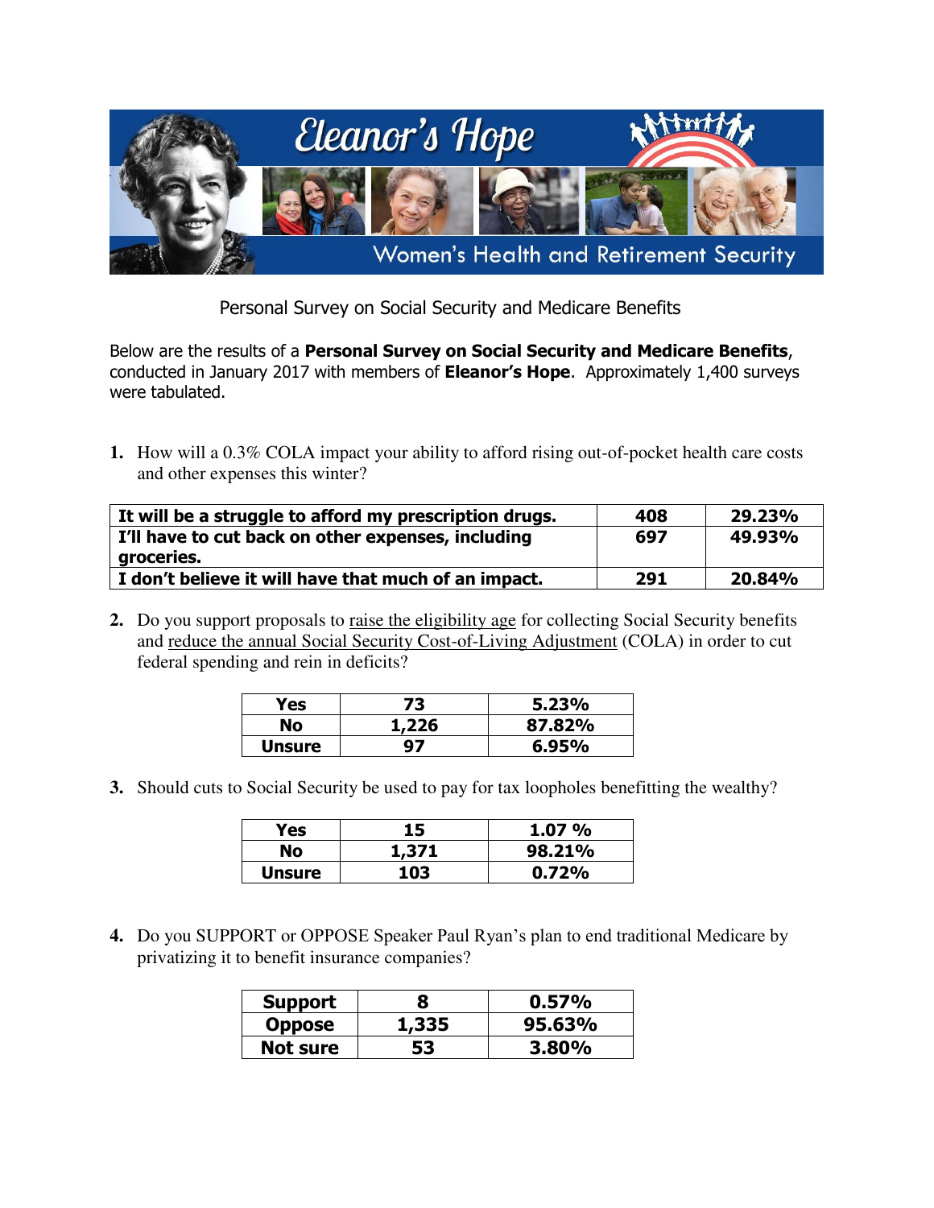# Eleanor's Hope

Women's Health and Retirement Security

Personal Survey on Social Security and Medicare Benefits

Below are the results of a **Personal Survey on Social Security and Medicare Benefits**, conducted in January 2017 with members of **Eleanor's Hope**. Approximately 1,400 surveys were tabulated.

1. How will a 0.3% COLA impact your ability to afford rising out-of-pocket health care costs and other expenses this winter?

| | | |
|---|---|---|
| **It will be a struggle to afford my prescription drugs.** | **408** | **29.23%** |
| **I'll have to cut back on other expenses, including groceries.** | **697** | **49.93%** |
| **I don't believe it will have that much of an impact.** | **291** | **20.84%** |

2. Do you support proposals to raise the eligibility age for collecting Social Security benefits and reduce the annual Social Security Cost-of-Living Adjustment (COLA) in order to cut federal spending and rein in deficits?

| | | |
|---|---|---|
| **Yes** | **73** | **5.23%** |
| **No** | **1,226** | **87.82%** |
| **Unsure** | **97** | **6.95%** |

3. Should cuts to Social Security be used to pay for tax loopholes benefitting the wealthy?

| | | |
|---|---|---|
| **Yes** | **15** | **1.07 %** |
| **No** | **1,371** | **98.21%** |
| **Unsure** | **103** | **0.72%** |

4. Do you SUPPORT or OPPOSE Speaker Paul Ryan's plan to end traditional Medicare by privatizing it to benefit insurance companies?

| | | |
|---|---|---|
| **Support** | **8** | **0.57%** |
| **Oppose** | **1,335** | **95.63%** |
| **Not sure** | **53** | **3.80%** |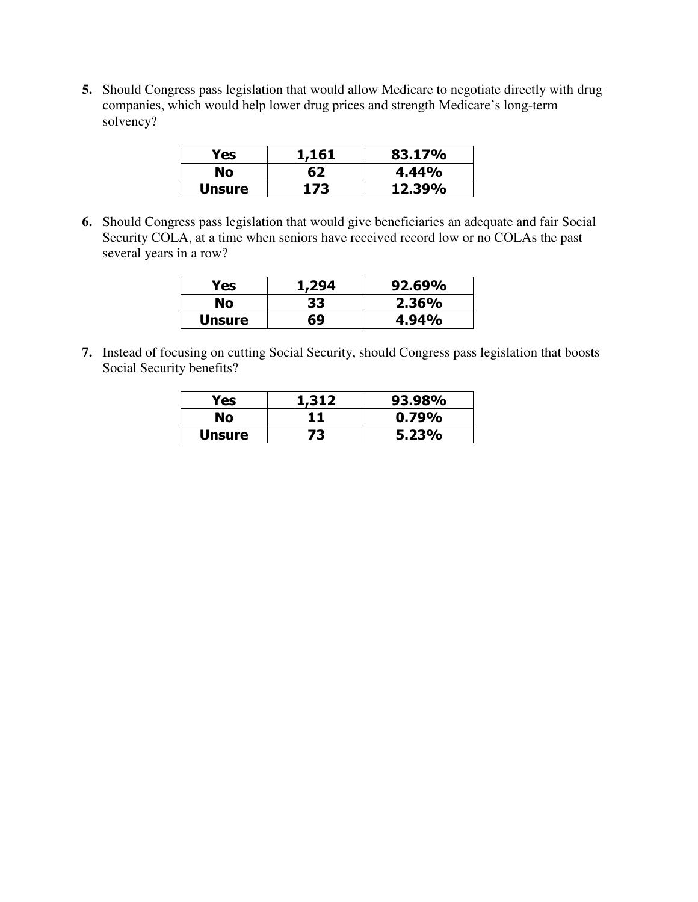5. Should Congress pass legislation that would allow Medicare to negotiate directly with drug companies, which would help lower drug prices and strength Medicare's long-term solvency?

| | | |
|---|---|---|
| **Yes** | **1,161** | **83.17%** |
| **No** | **62** | **4.44%** |
| **Unsure** | **173** | **12.39%** |

6. Should Congress pass legislation that would give beneficiaries an adequate and fair Social Security COLA, at a time when seniors have received record low or no COLAs the past several years in a row?

| | | |
|---|---|---|
| **Yes** | **1,294** | **92.69%** |
| **No** | **33** | **2.36%** |
| **Unsure** | **69** | **4.94%** |

7. Instead of focusing on cutting Social Security, should Congress pass legislation that boosts Social Security benefits?

| | | |
|---|---|---|
| **Yes** | **1,312** | **93.98%** |
| **No** | **11** | **0.79%** |
| **Unsure** | **73** | **5.23%** |